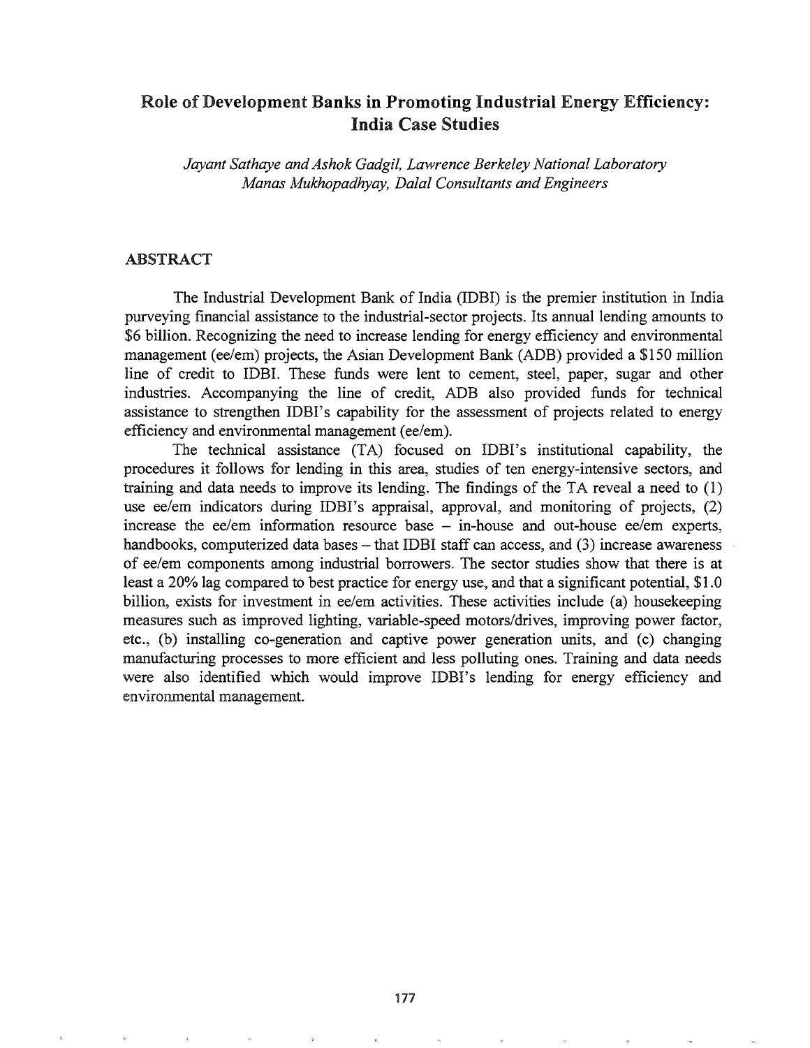# Role of Development Banks in Promoting Industrial Energy Efficiency: India Case Studies

*Jayant Sathaye and Ashok Gadgil, Lawrence Berkeley National Laboratory*
*Manas Mukhopadhyay, Dalal Consultants and Engineers*

## ABSTRACT

The Industrial Development Bank of India (IDBI) is the premier institution in India purveying financial assistance to the industrial-sector projects. Its annual lending amounts to $6 billion. Recognizing the need to increase lending for energy efficiency and environmental management (ee/em) projects, the Asian Development Bank (ADB) provided a $150 million line of credit to IDBI. These funds were lent to cement, steel, paper, sugar and other industries. Accompanying the line of credit, ADB also provided funds for technical assistance to strengthen IDBI's capability for the assessment of projects related to energy efficiency and environmental management (ee/em).

The technical assistance (TA) focused on IDBI's institutional capability, the procedures it follows for lending in this area, studies of ten energy-intensive sectors, and training and data needs to improve its lending. The findings of the TA reveal a need to (1) use ee/em indicators during IDBI's appraisal, approval, and monitoring of projects, (2) increase the ee/em information resource base – in-house and out-house ee/em experts, handbooks, computerized data bases – that IDBI staff can access, and (3) increase awareness of ee/em components among industrial borrowers. The sector studies show that there is at least a 20% lag compared to best practice for energy use, and that a significant potential, $1.0 billion, exists for investment in ee/em activities. These activities include (a) housekeeping measures such as improved lighting, variable-speed motors/drives, improving power factor, etc., (b) installing co-generation and captive power generation units, and (c) changing manufacturing processes to more efficient and less polluting ones. Training and data needs were also identified which would improve IDBI's lending for energy efficiency and environmental management.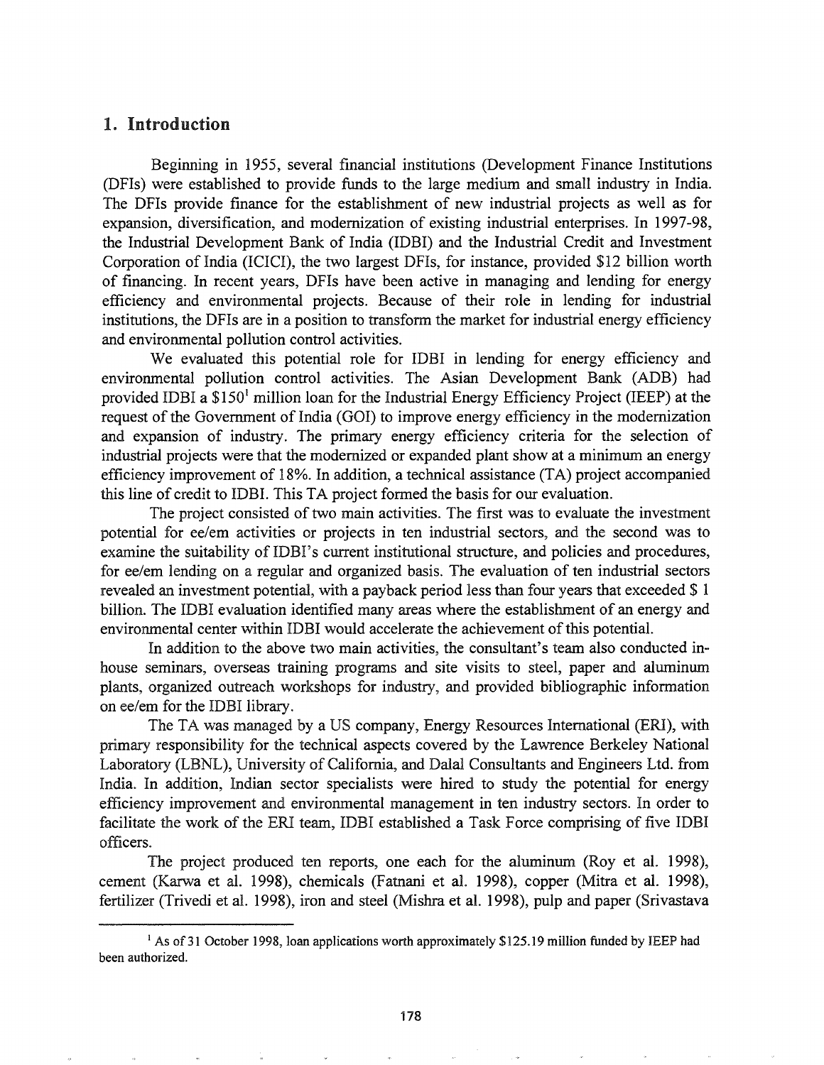## 1. Introduction

Beginning in 1955, several financial institutions (Development Finance Institutions (DFIs) were established to provide funds to the large medium and small industry in India. The DFIs provide finance for the establishment of new industrial projects as well as for expansion, diversification, and modernization of existing industrial enterprises. In 1997-98, the Industrial Development Bank of India (IDBI) and the Industrial Credit and Investment Corporation of India (ICICI), the two largest DFIs, for instance, provided $12 billion worth of financing. In recent years, DFIs have been active in managing and lending for energy efficiency and environmental projects. Because of their role in lending for industrial institutions, the DFIs are in a position to transform the market for industrial energy efficiency and environmental pollution control activities.

We evaluated this potential role for IDBI in lending for energy efficiency and environmental pollution control activities. The Asian Development Bank (ADB) had provided IDBI a $150[1] million loan for the Industrial Energy Efficiency Project (IEEP) at the request of the Government of India (GOI) to improve energy efficiency in the modernization and expansion of industry. The primary energy efficiency criteria for the selection of industrial projects were that the modernized or expanded plant show at a minimum an energy efficiency improvement of 18%. In addition, a technical assistance (TA) project accompanied this line of credit to IDBI. This TA project formed the basis for our evaluation.

The project consisted of two main activities. The first was to evaluate the investment potential for ee/em activities or projects in ten industrial sectors, and the second was to examine the suitability of IDBI's current institutional structure, and policies and procedures, for ee/em lending on a regular and organized basis. The evaluation of ten industrial sectors revealed an investment potential, with a payback period less than four years that exceeded $ 1 billion. The IDBI evaluation identified many areas where the establishment of an energy and environmental center within IDBI would accelerate the achievement of this potential.

In addition to the above two main activities, the consultant's team also conducted in-house seminars, overseas training programs and site visits to steel, paper and aluminum plants, organized outreach workshops for industry, and provided bibliographic information on ee/em for the IDBI library.

The TA was managed by a US company, Energy Resources International (ERI), with primary responsibility for the technical aspects covered by the Lawrence Berkeley National Laboratory (LBNL), University of California, and Dalal Consultants and Engineers Ltd. from India. In addition, Indian sector specialists were hired to study the potential for energy efficiency improvement and environmental management in ten industry sectors. In order to facilitate the work of the ERI team, IDBI established a Task Force comprising of five IDBI officers.

The project produced ten reports, one each for the aluminum (Roy et al. 1998), cement (Karwa et al. 1998), chemicals (Fatnani et al. 1998), copper (Mitra et al. 1998), fertilizer (Trivedi et al. 1998), iron and steel (Mishra et al. 1998), pulp and paper (Srivastava

[1] As of 31 October 1998, loan applications worth approximately $125.19 million funded by IEEP had been authorized.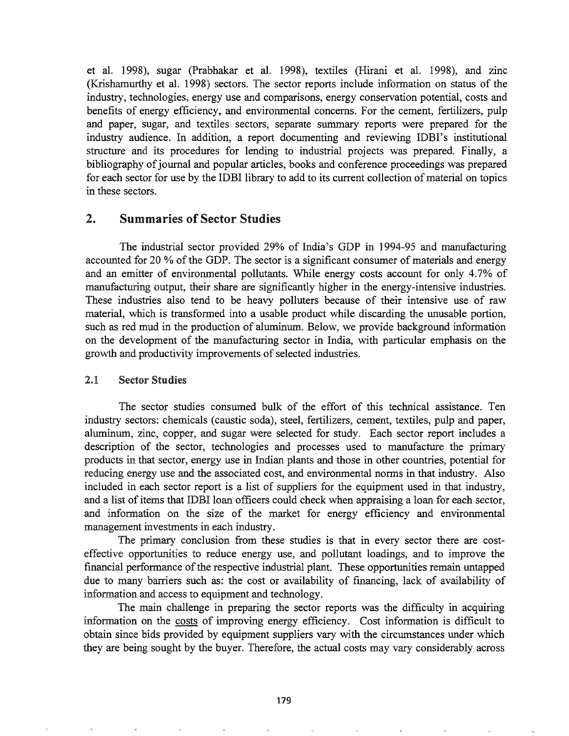et al. 1998), sugar (Prabhakar et al. 1998), textiles (Hirani et al. 1998), and zinc (Krishamurthy et al. 1998) sectors. The sector reports include information on status of the industry, technologies, energy use and comparisons, energy conservation potential, costs and benefits of energy efficiency, and environmental concerns. For the cement, fertilizers, pulp and paper, sugar, and textiles sectors, separate summary reports were prepared for the industry audience. In addition, a report documenting and reviewing IDBI's institutional structure and its procedures for lending to industrial projects was prepared. Finally, a bibliography of journal and popular articles, books and conference proceedings was prepared for each sector for use by the IDBI library to add to its current collection of material on topics in these sectors.

## 2. Summaries of Sector Studies

The industrial sector provided 29% of India's GDP in 1994-95 and manufacturing accounted for 20 % of the GDP. The sector is a significant consumer of materials and energy and an emitter of environmental pollutants. While energy costs account for only 4.7% of manufacturing output, their share are significantly higher in the energy-intensive industries. These industries also tend to be heavy polluters because of their intensive use of raw material, which is transformed into a usable product while discarding the unusable portion, such as red mud in the production of aluminum. Below, we provide background information on the development of the manufacturing sector in India, with particular emphasis on the growth and productivity improvements of selected industries.

### 2.1 Sector Studies

The sector studies consumed bulk of the effort of this technical assistance. Ten industry sectors: chemicals (caustic soda), steel, fertilizers, cement, textiles, pulp and paper, aluminum, zinc, copper, and sugar were selected for study. Each sector report includes a description of the sector, technologies and processes used to manufacture the primary products in that sector, energy use in Indian plants and those in other countries, potential for reducing energy use and the associated cost, and environmental norms in that industry. Also included in each sector report is a list of suppliers for the equipment used in that industry, and a list of items that IDBI loan officers could check when appraising a loan for each sector, and information on the size of the market for energy efficiency and environmental management investments in each industry.

The primary conclusion from these studies is that in every sector there are cost-effective opportunities to reduce energy use, and pollutant loadings, and to improve the financial performance of the respective industrial plant. These opportunities remain untapped due to many barriers such as: the cost or availability of financing, lack of availability of information and access to equipment and technology.

The main challenge in preparing the sector reports was the difficulty in acquiring information on the costs of improving energy efficiency. Cost information is difficult to obtain since bids provided by equipment suppliers vary with the circumstances under which they are being sought by the buyer. Therefore, the actual costs may vary considerably across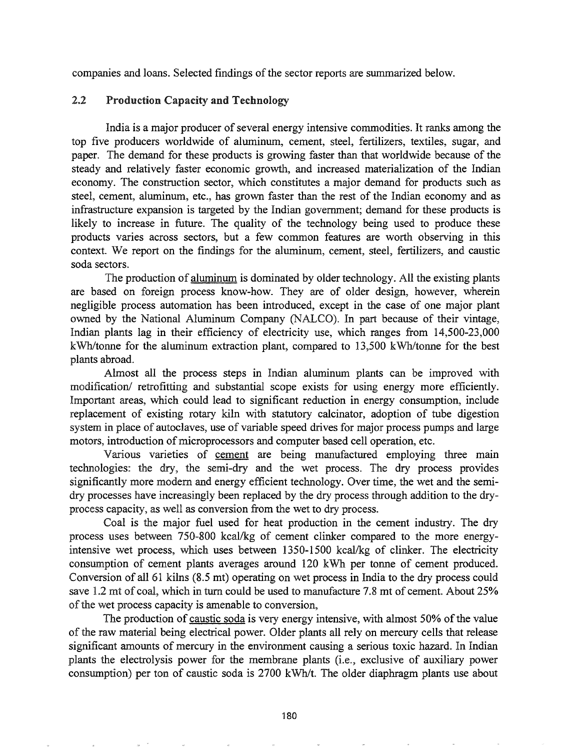companies and loans. Selected findings of the sector reports are summarized below.

## 2.2 Production Capacity and Technology

India is a major producer of several energy intensive commodities. It ranks among the top five producers worldwide of aluminum, cement, steel, fertilizers, textiles, sugar, and paper. The demand for these products is growing faster than that worldwide because of the steady and relatively faster economic growth, and increased materialization of the Indian economy. The construction sector, which constitutes a major demand for products such as steel, cement, aluminum, etc., has grown faster than the rest of the Indian economy and as infrastructure expansion is targeted by the Indian government; demand for these products is likely to increase in future. The quality of the technology being used to produce these products varies across sectors, but a few common features are worth observing in this context. We report on the findings for the aluminum, cement, steel, fertilizers, and caustic soda sectors.

The production of aluminum is dominated by older technology. All the existing plants are based on foreign process know-how. They are of older design, however, wherein negligible process automation has been introduced, except in the case of one major plant owned by the National Aluminum Company (NALCO). In part because of their vintage, Indian plants lag in their efficiency of electricity use, which ranges from 14,500-23,000 kWh/tonne for the aluminum extraction plant, compared to 13,500 kWh/tonne for the best plants abroad.

Almost all the process steps in Indian aluminum plants can be improved with modification/ retrofitting and substantial scope exists for using energy more efficiently. Important areas, which could lead to significant reduction in energy consumption, include replacement of existing rotary kiln with statutory calcinator, adoption of tube digestion system in place of autoclaves, use of variable speed drives for major process pumps and large motors, introduction of microprocessors and computer based cell operation, etc.

Various varieties of cement are being manufactured employing three main technologies: the dry, the semi-dry and the wet process. The dry process provides significantly more modern and energy efficient technology. Over time, the wet and the semi-dry processes have increasingly been replaced by the dry process through addition to the dry-process capacity, as well as conversion from the wet to dry process.

Coal is the major fuel used for heat production in the cement industry. The dry process uses between 750-800 kcal/kg of cement clinker compared to the more energy-intensive wet process, which uses between 1350-1500 kcal/kg of clinker. The electricity consumption of cement plants averages around 120 kWh per tonne of cement produced. Conversion of all 61 kilns (8.5 mt) operating on wet process in India to the dry process could save 1.2 mt of coal, which in turn could be used to manufacture 7.8 mt of cement. About 25% of the wet process capacity is amenable to conversion,

The production of caustic soda is very energy intensive, with almost 50% of the value of the raw material being electrical power. Older plants all rely on mercury cells that release significant amounts of mercury in the environment causing a serious toxic hazard. In Indian plants the electrolysis power for the membrane plants (i.e., exclusive of auxiliary power consumption) per ton of caustic soda is 2700 kWh/t. The older diaphragm plants use about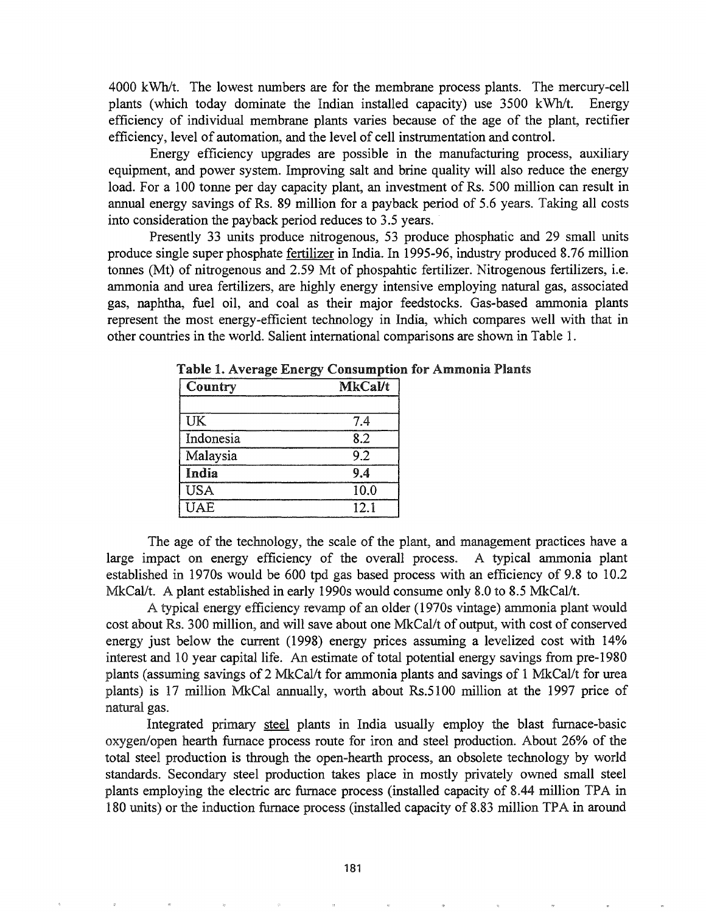4000 kWh/t. The lowest numbers are for the membrane process plants. The mercury-cell plants (which today dominate the Indian installed capacity) use 3500 kWh/t. Energy efficiency of individual membrane plants varies because of the age of the plant, rectifier efficiency, level of automation, and the level of cell instrumentation and control.

Energy efficiency upgrades are possible in the manufacturing process, auxiliary equipment, and power system. Improving salt and brine quality will also reduce the energy load. For a 100 tonne per day capacity plant, an investment of Rs. 500 million can result in annual energy savings of Rs. 89 million for a payback period of 5.6 years. Taking all costs into consideration the payback period reduces to 3.5 years.

Presently 33 units produce nitrogenous, 53 produce phosphatic and 29 small units produce single super phosphate fertilizer in India. In 1995-96, industry produced 8.76 million tonnes (Mt) of nitrogenous and 2.59 Mt of phospahtic fertilizer. Nitrogenous fertilizers, i.e. ammonia and urea fertilizers, are highly energy intensive employing natural gas, associated gas, naphtha, fuel oil, and coal as their major feedstocks. Gas-based ammonia plants represent the most energy-efficient technology in India, which compares well with that in other countries in the world. Salient international comparisons are shown in Table 1.

**Table 1. Average Energy Consumption for Ammonia Plants**

| Country | MkCal/t |
|---|---|
| | |
| UK | 7.4 |
| Indonesia | 8.2 |
| Malaysia | 9.2 |
| **India** | **9.4** |
| USA | 10.0 |
| UAE | 12.1 |

The age of the technology, the scale of the plant, and management practices have a large impact on energy efficiency of the overall process. A typical ammonia plant established in 1970s would be 600 tpd gas based process with an efficiency of 9.8 to 10.2 MkCal/t. A plant established in early 1990s would consume only 8.0 to 8.5 MkCal/t.

A typical energy efficiency revamp of an older (1970s vintage) ammonia plant would cost about Rs. 300 million, and will save about one MkCal/t of output, with cost of conserved energy just below the current (1998) energy prices assuming a levelized cost with 14% interest and 10 year capital life. An estimate of total potential energy savings from pre-1980 plants (assuming savings of 2 MkCal/t for ammonia plants and savings of 1 MkCal/t for urea plants) is 17 million MkCal annually, worth about Rs.5100 million at the 1997 price of natural gas.

Integrated primary steel plants in India usually employ the blast furnace-basic oxygen/open hearth furnace process route for iron and steel production. About 26% of the total steel production is through the open-hearth process, an obsolete technology by world standards. Secondary steel production takes place in mostly privately owned small steel plants employing the electric arc furnace process (installed capacity of 8.44 million TPA in 180 units) or the induction furnace process (installed capacity of 8.83 million TPA in around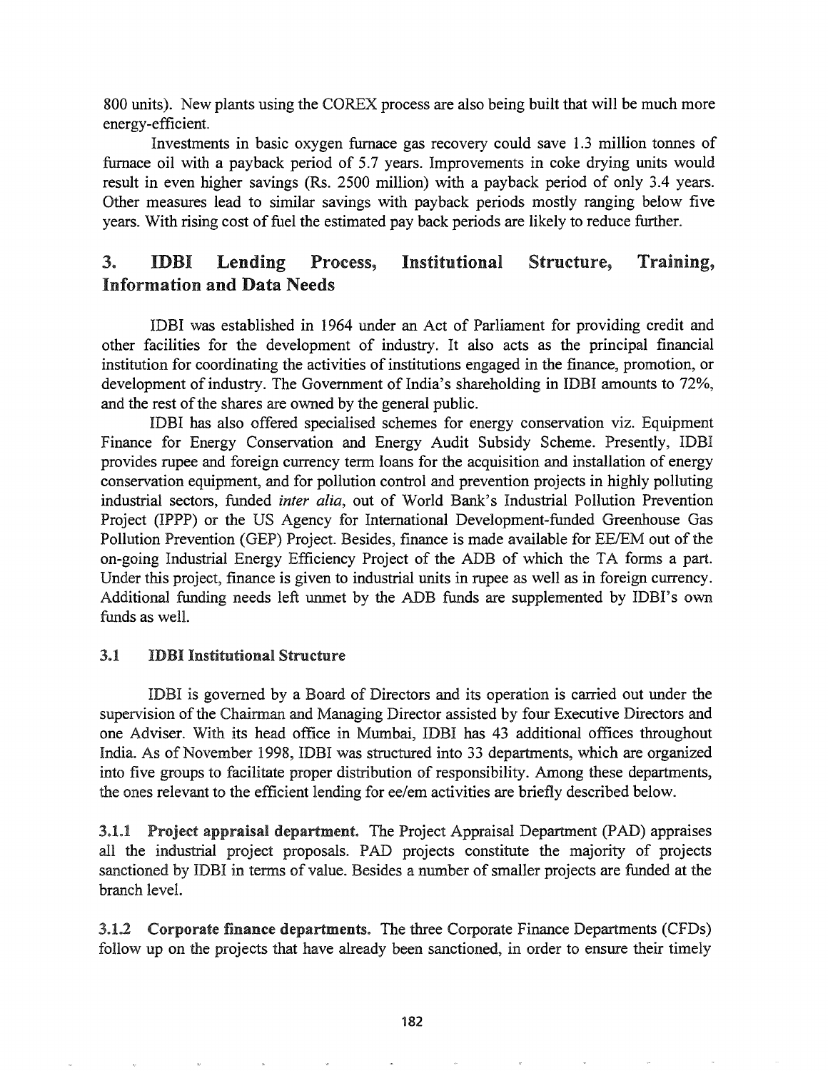800 units). New plants using the COREX process are also being built that will be much more energy-efficient.

Investments in basic oxygen furnace gas recovery could save 1.3 million tonnes of furnace oil with a payback period of 5.7 years. Improvements in coke drying units would result in even higher savings (Rs. 2500 million) with a payback period of only 3.4 years. Other measures lead to similar savings with payback periods mostly ranging below five years. With rising cost of fuel the estimated pay back periods are likely to reduce further.

## 3. IDBI Lending Process, Institutional Structure, Training, Information and Data Needs

IDBI was established in 1964 under an Act of Parliament for providing credit and other facilities for the development of industry. It also acts as the principal financial institution for coordinating the activities of institutions engaged in the finance, promotion, or development of industry. The Government of India's shareholding in IDBI amounts to 72%, and the rest of the shares are owned by the general public.

IDBI has also offered specialised schemes for energy conservation viz. Equipment Finance for Energy Conservation and Energy Audit Subsidy Scheme. Presently, IDBI provides rupee and foreign currency term loans for the acquisition and installation of energy conservation equipment, and for pollution control and prevention projects in highly polluting industrial sectors, funded *inter alia*, out of World Bank's Industrial Pollution Prevention Project (IPPP) or the US Agency for International Development-funded Greenhouse Gas Pollution Prevention (GEP) Project. Besides, finance is made available for EE/EM out of the on-going Industrial Energy Efficiency Project of the ADB of which the TA forms a part. Under this project, finance is given to industrial units in rupee as well as in foreign currency. Additional funding needs left unmet by the ADB funds are supplemented by IDBI's own funds as well.

### 3.1 IDBI Institutional Structure

IDBI is governed by a Board of Directors and its operation is carried out under the supervision of the Chairman and Managing Director assisted by four Executive Directors and one Adviser. With its head office in Mumbai, IDBI has 43 additional offices throughout India. As of November 1998, IDBI was structured into 33 departments, which are organized into five groups to facilitate proper distribution of responsibility. Among these departments, the ones relevant to the efficient lending for ee/em activities are briefly described below.

**3.1.1 Project appraisal department.** The Project Appraisal Department (PAD) appraises all the industrial project proposals. PAD projects constitute the majority of projects sanctioned by IDBI in terms of value. Besides a number of smaller projects are funded at the branch level.

**3.1.2 Corporate finance departments.** The three Corporate Finance Departments (CFDs) follow up on the projects that have already been sanctioned, in order to ensure their timely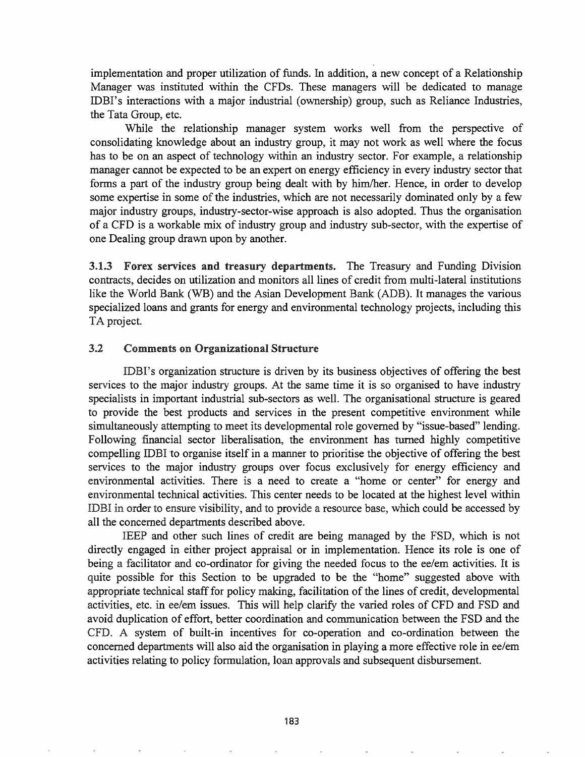implementation and proper utilization of funds. In addition, a new concept of a Relationship Manager was instituted within the CFDs. These managers will be dedicated to manage IDBI's interactions with a major industrial (ownership) group, such as Reliance Industries, the Tata Group, etc.

While the relationship manager system works well from the perspective of consolidating knowledge about an industry group, it may not work as well where the focus has to be on an aspect of technology within an industry sector. For example, a relationship manager cannot be expected to be an expert on energy efficiency in every industry sector that forms a part of the industry group being dealt with by him/her. Hence, in order to develop some expertise in some of the industries, which are not necessarily dominated only by a few major industry groups, industry-sector-wise approach is also adopted. Thus the organisation of a CFD is a workable mix of industry group and industry sub-sector, with the expertise of one Dealing group drawn upon by another.

**3.1.3 Forex services and treasury departments.** The Treasury and Funding Division contracts, decides on utilization and monitors all lines of credit from multi-lateral institutions like the World Bank (WB) and the Asian Development Bank (ADB). It manages the various specialized loans and grants for energy and environmental technology projects, including this TA project.

### 3.2 Comments on Organizational Structure

IDBI's organization structure is driven by its business objectives of offering the best services to the major industry groups. At the same time it is so organised to have industry specialists in important industrial sub-sectors as well. The organisational structure is geared to provide the best products and services in the present competitive environment while simultaneously attempting to meet its developmental role governed by "issue-based" lending. Following financial sector liberalisation, the environment has turned highly competitive compelling IDBI to organise itself in a manner to prioritise the objective of offering the best services to the major industry groups over focus exclusively for energy efficiency and environmental activities. There is a need to create a "home or center" for energy and environmental technical activities. This center needs to be located at the highest level within IDBI in order to ensure visibility, and to provide a resource base, which could be accessed by all the concerned departments described above.

IEEP and other such lines of credit are being managed by the FSD, which is not directly engaged in either project appraisal or in implementation. Hence its role is one of being a facilitator and co-ordinator for giving the needed focus to the ee/em activities. It is quite possible for this Section to be upgraded to be the "home" suggested above with appropriate technical staff for policy making, facilitation of the lines of credit, developmental activities, etc. in ee/em issues. This will help clarify the varied roles of CFD and FSD and avoid duplication of effort, better coordination and communication between the FSD and the CFD. A system of built-in incentives for co-operation and co-ordination between the concerned departments will also aid the organisation in playing a more effective role in ee/em activities relating to policy formulation, loan approvals and subsequent disbursement.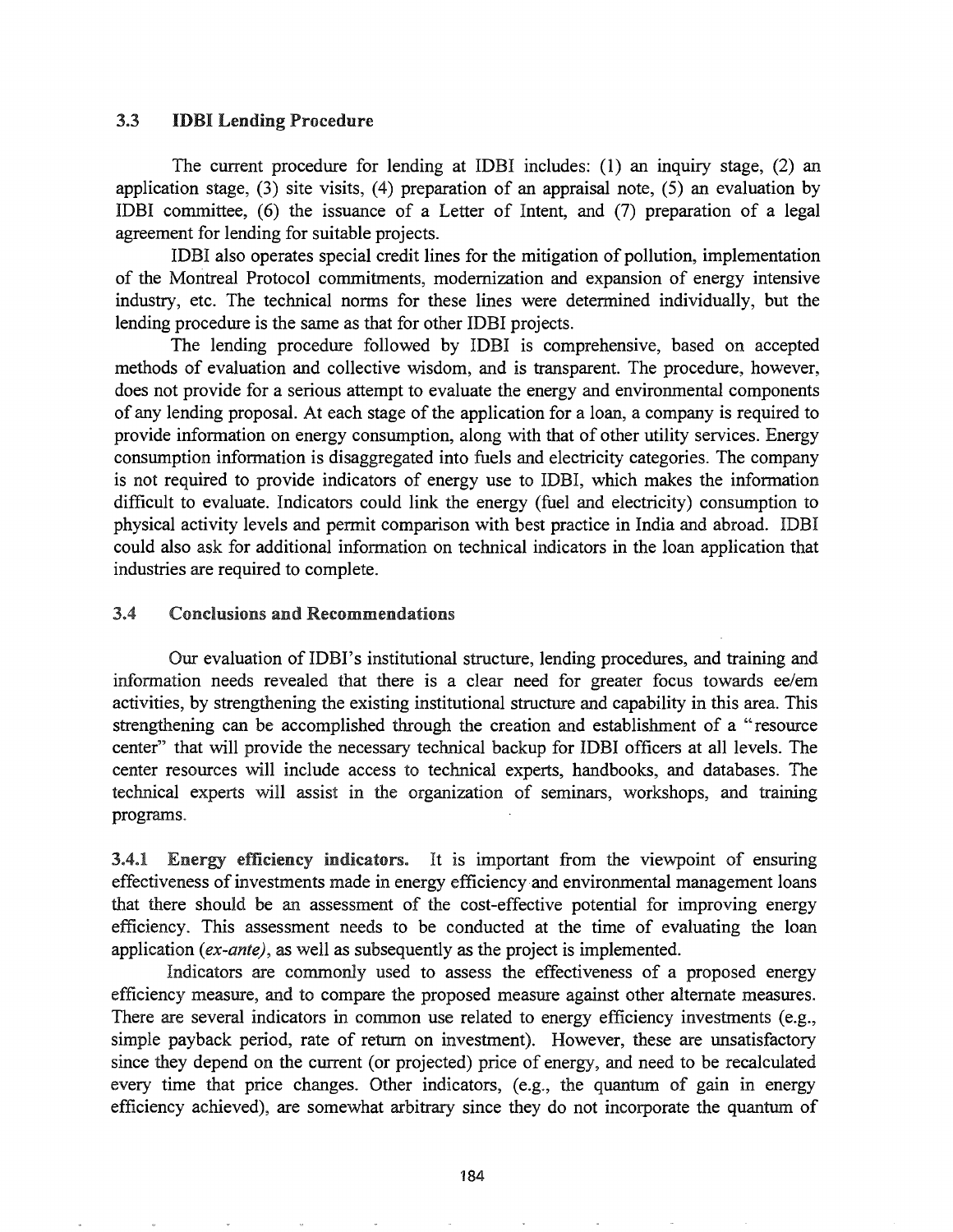### 3.3 IDBI Lending Procedure

The current procedure for lending at IDBI includes: (1) an inquiry stage, (2) an application stage, (3) site visits, (4) preparation of an appraisal note, (5) an evaluation by IDBI committee, (6) the issuance of a Letter of Intent, and (7) preparation of a legal agreement for lending for suitable projects.

IDBI also operates special credit lines for the mitigation of pollution, implementation of the Montreal Protocol commitments, modernization and expansion of energy intensive industry, etc. The technical norms for these lines were determined individually, but the lending procedure is the same as that for other IDBI projects.

The lending procedure followed by IDBI is comprehensive, based on accepted methods of evaluation and collective wisdom, and is transparent. The procedure, however, does not provide for a serious attempt to evaluate the energy and environmental components of any lending proposal. At each stage of the application for a loan, a company is required to provide information on energy consumption, along with that of other utility services. Energy consumption information is disaggregated into fuels and electricity categories. The company is not required to provide indicators of energy use to IDBI, which makes the information difficult to evaluate. Indicators could link the energy (fuel and electricity) consumption to physical activity levels and permit comparison with best practice in India and abroad. IDBI could also ask for additional information on technical indicators in the loan application that industries are required to complete.

### 3.4 Conclusions and Recommendations

Our evaluation of IDBI's institutional structure, lending procedures, and training and information needs revealed that there is a clear need for greater focus towards ee/em activities, by strengthening the existing institutional structure and capability in this area. This strengthening can be accomplished through the creation and establishment of a "resource center" that will provide the necessary technical backup for IDBI officers at all levels. The center resources will include access to technical experts, handbooks, and databases. The technical experts will assist in the organization of seminars, workshops, and training programs.

**3.4.1 Energy efficiency indicators.** It is important from the viewpoint of ensuring effectiveness of investments made in energy efficiency and environmental management loans that there should be an assessment of the cost-effective potential for improving energy efficiency. This assessment needs to be conducted at the time of evaluating the loan application (*ex-ante*), as well as subsequently as the project is implemented.

Indicators are commonly used to assess the effectiveness of a proposed energy efficiency measure, and to compare the proposed measure against other alternate measures. There are several indicators in common use related to energy efficiency investments (e.g., simple payback period, rate of return on investment). However, these are unsatisfactory since they depend on the current (or projected) price of energy, and need to be recalculated every time that price changes. Other indicators, (e.g., the quantum of gain in energy efficiency achieved), are somewhat arbitrary since they do not incorporate the quantum of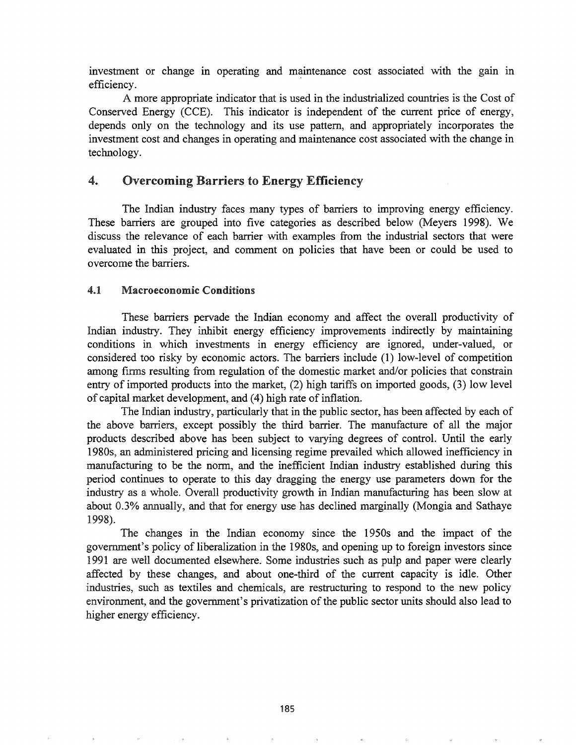investment or change in operating and maintenance cost associated with the gain in efficiency.

A more appropriate indicator that is used in the industrialized countries is the Cost of Conserved Energy (CCE). This indicator is independent of the current price of energy, depends only on the technology and its use pattern, and appropriately incorporates the investment cost and changes in operating and maintenance cost associated with the change in technology.

## 4. Overcoming Barriers to Energy Efficiency

The Indian industry faces many types of barriers to improving energy efficiency. These barriers are grouped into five categories as described below (Meyers 1998). We discuss the relevance of each barrier with examples from the industrial sectors that were evaluated in this project, and comment on policies that have been or could be used to overcome the barriers.

### 4.1 Macroeconomic Conditions

These barriers pervade the Indian economy and affect the overall productivity of Indian industry. They inhibit energy efficiency improvements indirectly by maintaining conditions in which investments in energy efficiency are ignored, under-valued, or considered too risky by economic actors. The barriers include (1) low-level of competition among firms resulting from regulation of the domestic market and/or policies that constrain entry of imported products into the market, (2) high tariffs on imported goods, (3) low level of capital market development, and (4) high rate of inflation.

The Indian industry, particularly that in the public sector, has been affected by each of the above barriers, except possibly the third barrier. The manufacture of all the major products described above has been subject to varying degrees of control. Until the early 1980s, an administered pricing and licensing regime prevailed which allowed inefficiency in manufacturing to be the norm, and the inefficient Indian industry established during this period continues to operate to this day dragging the energy use parameters down for the industry as a whole. Overall productivity growth in Indian manufacturing has been slow at about 0.3% annually, and that for energy use has declined marginally (Mongia and Sathaye 1998).

The changes in the Indian economy since the 1950s and the impact of the government's policy of liberalization in the 1980s, and opening up to foreign investors since 1991 are well documented elsewhere. Some industries such as pulp and paper were clearly affected by these changes, and about one-third of the current capacity is idle. Other industries, such as textiles and chemicals, are restructuring to respond to the new policy environment, and the government's privatization of the public sector units should also lead to higher energy efficiency.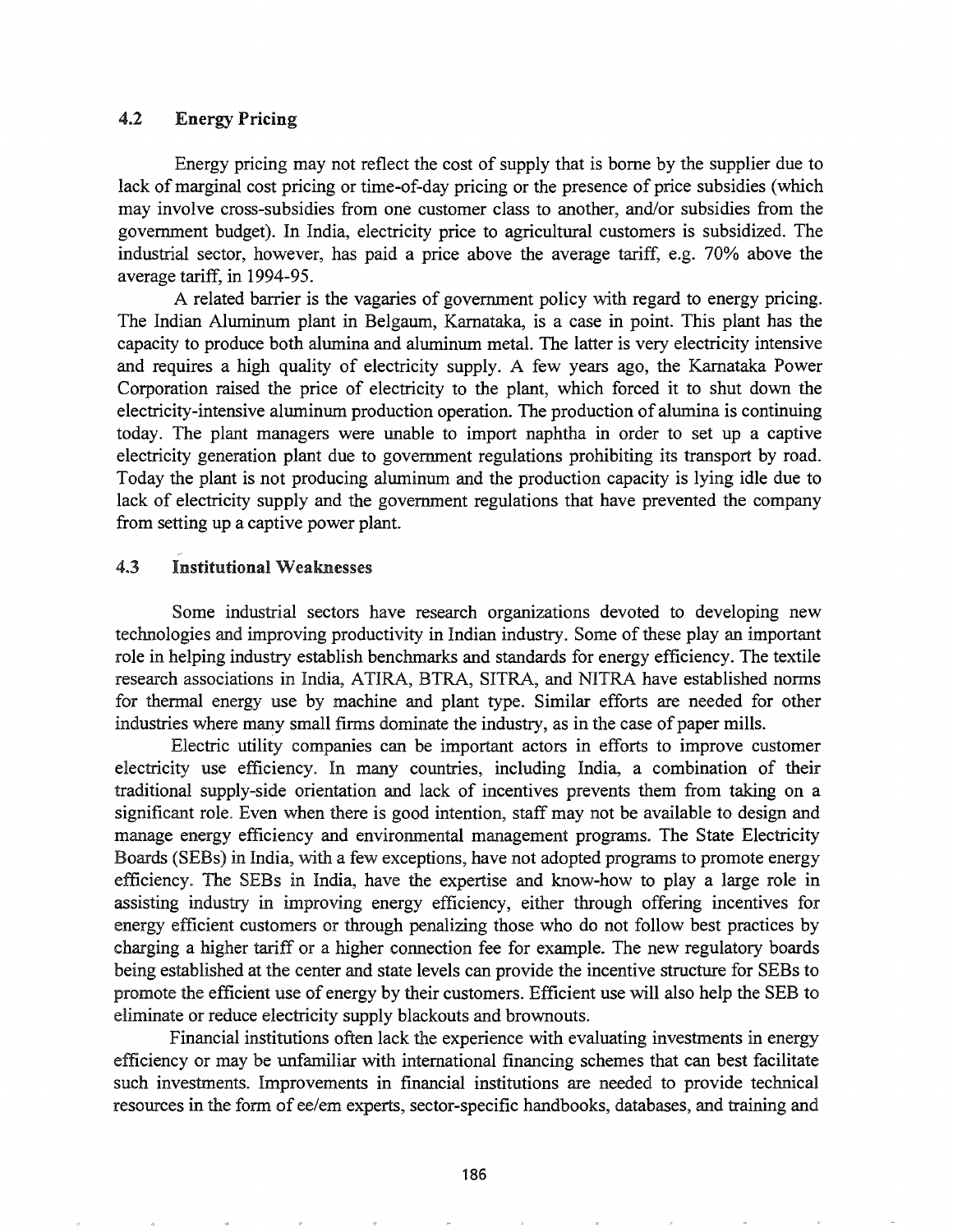### 4.2 Energy Pricing

Energy pricing may not reflect the cost of supply that is borne by the supplier due to lack of marginal cost pricing or time-of-day pricing or the presence of price subsidies (which may involve cross-subsidies from one customer class to another, and/or subsidies from the government budget). In India, electricity price to agricultural customers is subsidized. The industrial sector, however, has paid a price above the average tariff, e.g. 70% above the average tariff, in 1994-95.

A related barrier is the vagaries of government policy with regard to energy pricing. The Indian Aluminum plant in Belgaum, Karnataka, is a case in point. This plant has the capacity to produce both alumina and aluminum metal. The latter is very electricity intensive and requires a high quality of electricity supply. A few years ago, the Karnataka Power Corporation raised the price of electricity to the plant, which forced it to shut down the electricity-intensive aluminum production operation. The production of alumina is continuing today. The plant managers were unable to import naphtha in order to set up a captive electricity generation plant due to government regulations prohibiting its transport by road. Today the plant is not producing aluminum and the production capacity is lying idle due to lack of electricity supply and the government regulations that have prevented the company from setting up a captive power plant.

### 4.3 Institutional Weaknesses

Some industrial sectors have research organizations devoted to developing new technologies and improving productivity in Indian industry. Some of these play an important role in helping industry establish benchmarks and standards for energy efficiency. The textile research associations in India, ATIRA, BTRA, SITRA, and NITRA have established norms for thermal energy use by machine and plant type. Similar efforts are needed for other industries where many small firms dominate the industry, as in the case of paper mills.

Electric utility companies can be important actors in efforts to improve customer electricity use efficiency. In many countries, including India, a combination of their traditional supply-side orientation and lack of incentives prevents them from taking on a significant role. Even when there is good intention, staff may not be available to design and manage energy efficiency and environmental management programs. The State Electricity Boards (SEBs) in India, with a few exceptions, have not adopted programs to promote energy efficiency. The SEBs in India, have the expertise and know-how to play a large role in assisting industry in improving energy efficiency, either through offering incentives for energy efficient customers or through penalizing those who do not follow best practices by charging a higher tariff or a higher connection fee for example. The new regulatory boards being established at the center and state levels can provide the incentive structure for SEBs to promote the efficient use of energy by their customers. Efficient use will also help the SEB to eliminate or reduce electricity supply blackouts and brownouts.

Financial institutions often lack the experience with evaluating investments in energy efficiency or may be unfamiliar with international financing schemes that can best facilitate such investments. Improvements in financial institutions are needed to provide technical resources in the form of ee/em experts, sector-specific handbooks, databases, and training and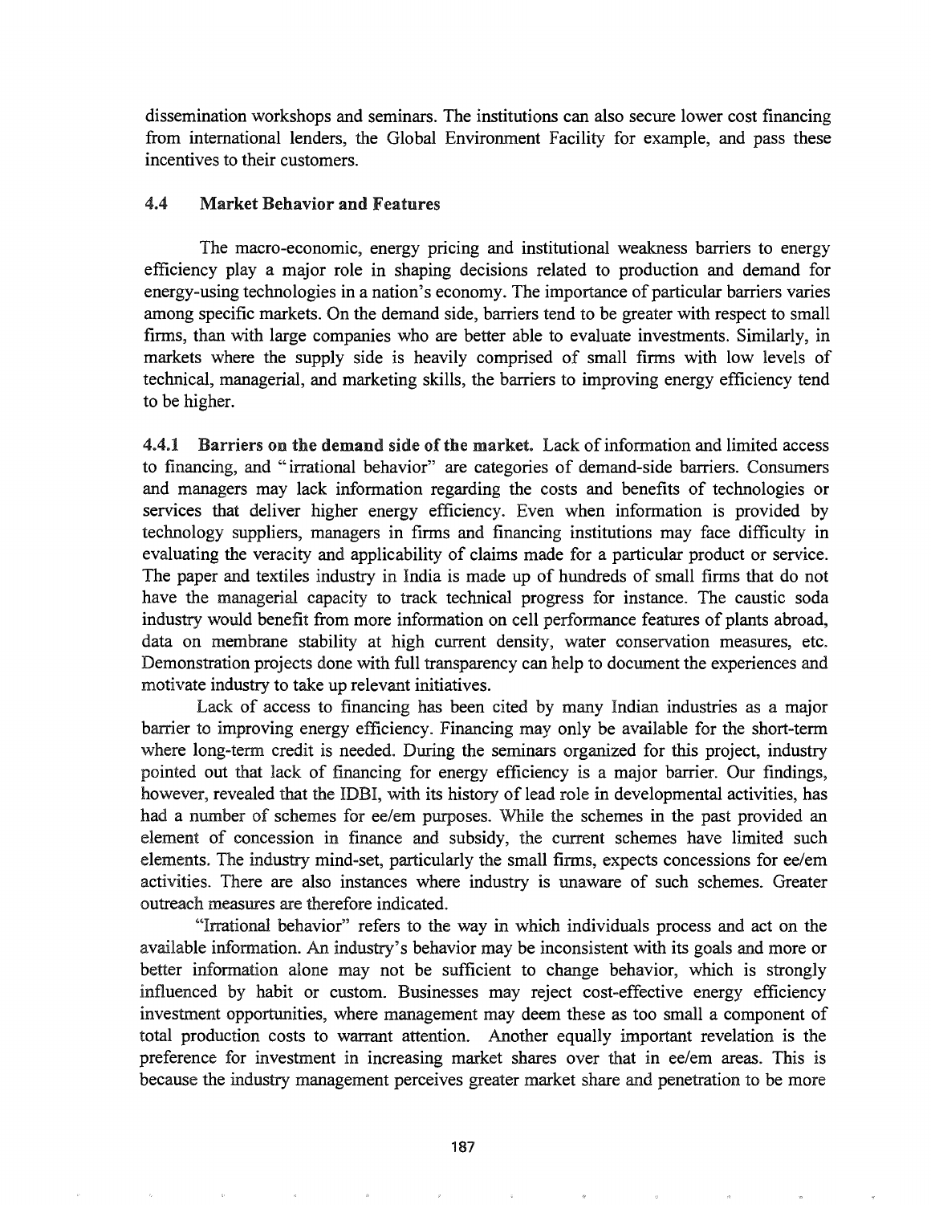dissemination workshops and seminars. The institutions can also secure lower cost financing from international lenders, the Global Environment Facility for example, and pass these incentives to their customers.

## 4.4 Market Behavior and Features

The macro-economic, energy pricing and institutional weakness barriers to energy efficiency play a major role in shaping decisions related to production and demand for energy-using technologies in a nation's economy. The importance of particular barriers varies among specific markets. On the demand side, barriers tend to be greater with respect to small firms, than with large companies who are better able to evaluate investments. Similarly, in markets where the supply side is heavily comprised of small firms with low levels of technical, managerial, and marketing skills, the barriers to improving energy efficiency tend to be higher.

**4.4.1 Barriers on the demand side of the market.** Lack of information and limited access to financing, and "irrational behavior" are categories of demand-side barriers. Consumers and managers may lack information regarding the costs and benefits of technologies or services that deliver higher energy efficiency. Even when information is provided by technology suppliers, managers in firms and financing institutions may face difficulty in evaluating the veracity and applicability of claims made for a particular product or service. The paper and textiles industry in India is made up of hundreds of small firms that do not have the managerial capacity to track technical progress for instance. The caustic soda industry would benefit from more information on cell performance features of plants abroad, data on membrane stability at high current density, water conservation measures, etc. Demonstration projects done with full transparency can help to document the experiences and motivate industry to take up relevant initiatives.

Lack of access to financing has been cited by many Indian industries as a major barrier to improving energy efficiency. Financing may only be available for the short-term where long-term credit is needed. During the seminars organized for this project, industry pointed out that lack of financing for energy efficiency is a major barrier. Our findings, however, revealed that the IDBI, with its history of lead role in developmental activities, has had a number of schemes for ee/em purposes. While the schemes in the past provided an element of concession in finance and subsidy, the current schemes have limited such elements. The industry mind-set, particularly the small firms, expects concessions for ee/em activities. There are also instances where industry is unaware of such schemes. Greater outreach measures are therefore indicated.

"Irrational behavior" refers to the way in which individuals process and act on the available information. An industry's behavior may be inconsistent with its goals and more or better information alone may not be sufficient to change behavior, which is strongly influenced by habit or custom. Businesses may reject cost-effective energy efficiency investment opportunities, where management may deem these as too small a component of total production costs to warrant attention. Another equally important revelation is the preference for investment in increasing market shares over that in ee/em areas. This is because the industry management perceives greater market share and penetration to be more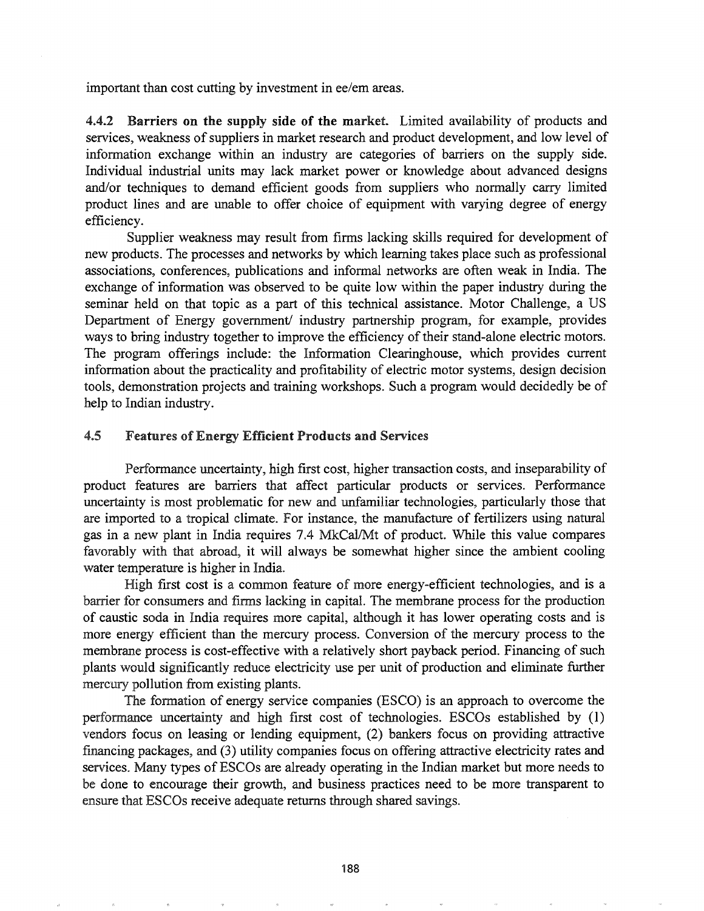important than cost cutting by investment in ee/em areas.

**4.4.2 Barriers on the supply side of the market.** Limited availability of products and services, weakness of suppliers in market research and product development, and low level of information exchange within an industry are categories of barriers on the supply side. Individual industrial units may lack market power or knowledge about advanced designs and/or techniques to demand efficient goods from suppliers who normally carry limited product lines and are unable to offer choice of equipment with varying degree of energy efficiency.

Supplier weakness may result from firms lacking skills required for development of new products. The processes and networks by which learning takes place such as professional associations, conferences, publications and informal networks are often weak in India. The exchange of information was observed to be quite low within the paper industry during the seminar held on that topic as a part of this technical assistance. Motor Challenge, a US Department of Energy government/ industry partnership program, for example, provides ways to bring industry together to improve the efficiency of their stand-alone electric motors. The program offerings include: the Information Clearinghouse, which provides current information about the practicality and profitability of electric motor systems, design decision tools, demonstration projects and training workshops. Such a program would decidedly be of help to Indian industry.

## 4.5 Features of Energy Efficient Products and Services

Performance uncertainty, high first cost, higher transaction costs, and inseparability of product features are barriers that affect particular products or services. Performance uncertainty is most problematic for new and unfamiliar technologies, particularly those that are imported to a tropical climate. For instance, the manufacture of fertilizers using natural gas in a new plant in India requires 7.4 MkCal/Mt of product. While this value compares favorably with that abroad, it will always be somewhat higher since the ambient cooling water temperature is higher in India.

High first cost is a common feature of more energy-efficient technologies, and is a barrier for consumers and firms lacking in capital. The membrane process for the production of caustic soda in India requires more capital, although it has lower operating costs and is more energy efficient than the mercury process. Conversion of the mercury process to the membrane process is cost-effective with a relatively short payback period. Financing of such plants would significantly reduce electricity use per unit of production and eliminate further mercury pollution from existing plants.

The formation of energy service companies (ESCO) is an approach to overcome the performance uncertainty and high first cost of technologies. ESCOs established by (1) vendors focus on leasing or lending equipment, (2) bankers focus on providing attractive financing packages, and (3) utility companies focus on offering attractive electricity rates and services. Many types of ESCOs are already operating in the Indian market but more needs to be done to encourage their growth, and business practices need to be more transparent to ensure that ESCOs receive adequate returns through shared savings.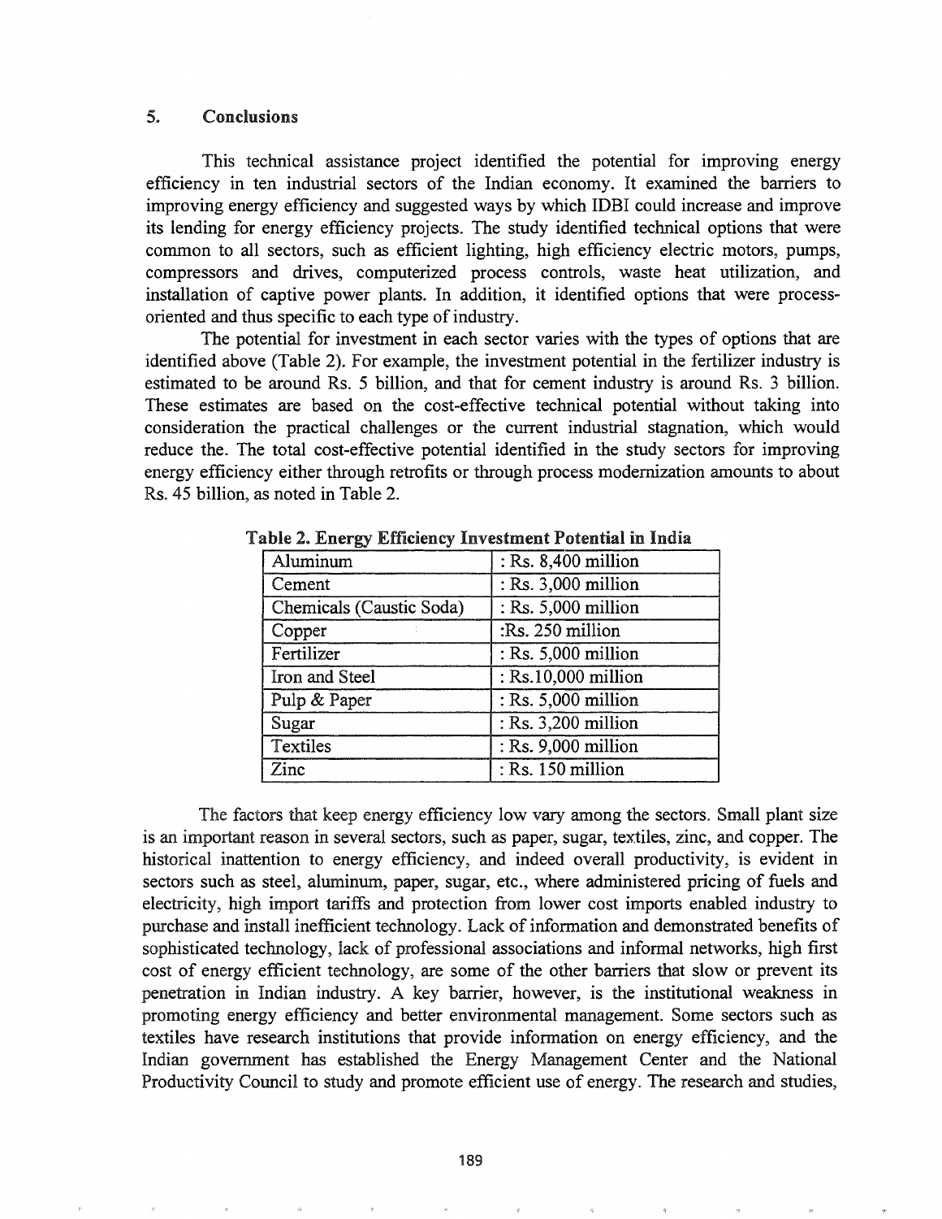## 5. Conclusions

This technical assistance project identified the potential for improving energy efficiency in ten industrial sectors of the Indian economy. It examined the barriers to improving energy efficiency and suggested ways by which IDBI could increase and improve its lending for energy efficiency projects. The study identified technical options that were common to all sectors, such as efficient lighting, high efficiency electric motors, pumps, compressors and drives, computerized process controls, waste heat utilization, and installation of captive power plants. In addition, it identified options that were process-oriented and thus specific to each type of industry.

The potential for investment in each sector varies with the types of options that are identified above (Table 2). For example, the investment potential in the fertilizer industry is estimated to be around Rs. 5 billion, and that for cement industry is around Rs. 3 billion. These estimates are based on the cost-effective technical potential without taking into consideration the practical challenges or the current industrial stagnation, which would reduce the. The total cost-effective potential identified in the study sectors for improving energy efficiency either through retrofits or through process modernization amounts to about Rs. 45 billion, as noted in Table 2.

**Table 2. Energy Efficiency Investment Potential in India**

| Sector | Investment Potential |
|---|---|
| Aluminum | : Rs. 8,400 million |
| Cement | : Rs. 3,000 million |
| Chemicals (Caustic Soda) | : Rs. 5,000 million |
| Copper | :Rs. 250 million |
| Fertilizer | : Rs. 5,000 million |
| Iron and Steel | : Rs.10,000 million |
| Pulp & Paper | : Rs. 5,000 million |
| Sugar | : Rs. 3,200 million |
| Textiles | : Rs. 9,000 million |
| Zinc | : Rs. 150 million |

The factors that keep energy efficiency low vary among the sectors. Small plant size is an important reason in several sectors, such as paper, sugar, textiles, zinc, and copper. The historical inattention to energy efficiency, and indeed overall productivity, is evident in sectors such as steel, aluminum, paper, sugar, etc., where administered pricing of fuels and electricity, high import tariffs and protection from lower cost imports enabled industry to purchase and install inefficient technology. Lack of information and demonstrated benefits of sophisticated technology, lack of professional associations and informal networks, high first cost of energy efficient technology, are some of the other barriers that slow or prevent its penetration in Indian industry. A key barrier, however, is the institutional weakness in promoting energy efficiency and better environmental management. Some sectors such as textiles have research institutions that provide information on energy efficiency, and the Indian government has established the Energy Management Center and the National Productivity Council to study and promote efficient use of energy. The research and studies,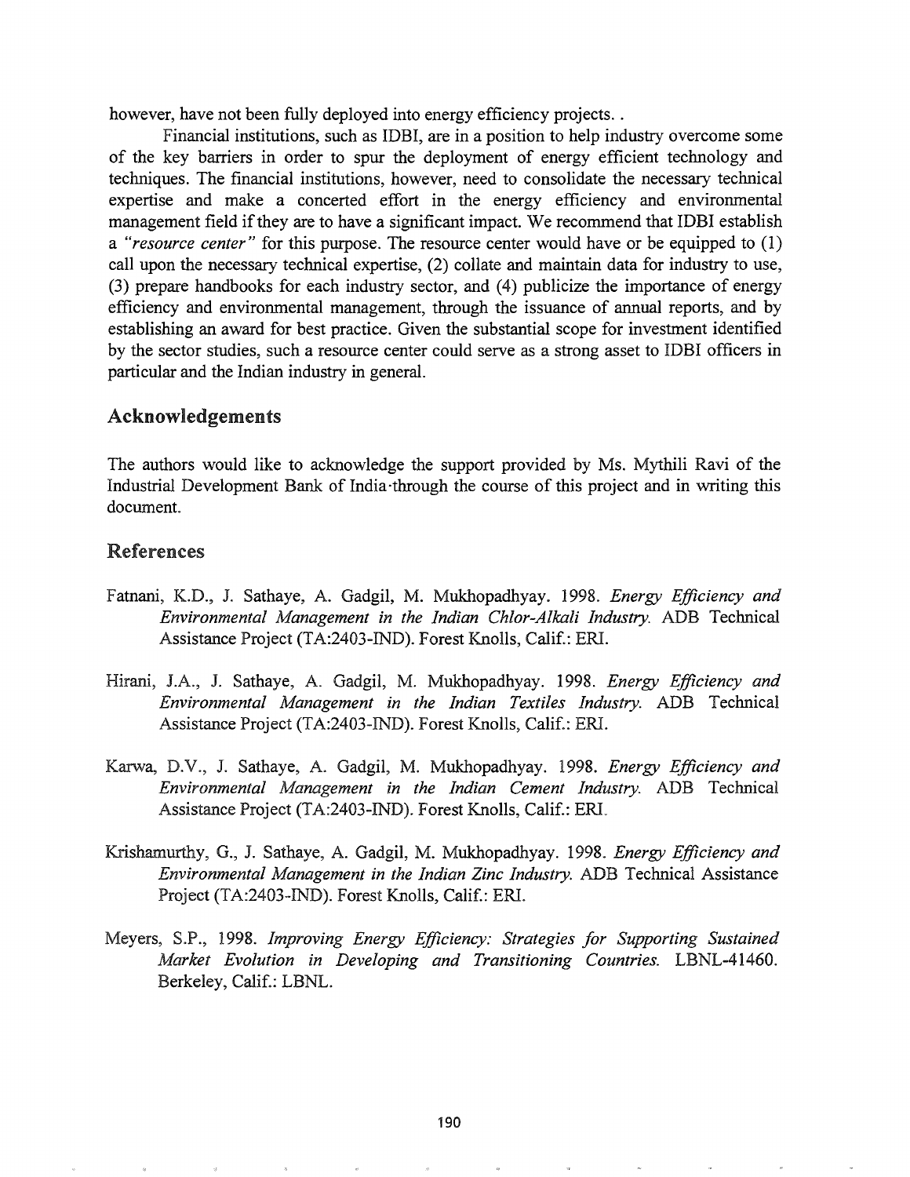however, have not been fully deployed into energy efficiency projects. .

Financial institutions, such as IDBI, are in a position to help industry overcome some of the key barriers in order to spur the deployment of energy efficient technology and techniques. The financial institutions, however, need to consolidate the necessary technical expertise and make a concerted effort in the energy efficiency and environmental management field if they are to have a significant impact. We recommend that IDBI establish a *"resource center"* for this purpose. The resource center would have or be equipped to (1) call upon the necessary technical expertise, (2) collate and maintain data for industry to use, (3) prepare handbooks for each industry sector, and (4) publicize the importance of energy efficiency and environmental management, through the issuance of annual reports, and by establishing an award for best practice. Given the substantial scope for investment identified by the sector studies, such a resource center could serve as a strong asset to IDBI officers in particular and the Indian industry in general.

## Acknowledgements

The authors would like to acknowledge the support provided by Ms. Mythili Ravi of the Industrial Development Bank of India through the course of this project and in writing this document.

## References

Fatnani, K.D., J. Sathaye, A. Gadgil, M. Mukhopadhyay. 1998. *Energy Efficiency and Environmental Management in the Indian Chlor-Alkali Industry.* ADB Technical Assistance Project (TA:2403-IND). Forest Knolls, Calif.: ERI.

Hirani, J.A., J. Sathaye, A. Gadgil, M. Mukhopadhyay. 1998. *Energy Efficiency and Environmental Management in the Indian Textiles Industry.* ADB Technical Assistance Project (TA:2403-IND). Forest Knolls, Calif.: ERI.

Karwa, D.V., J. Sathaye, A. Gadgil, M. Mukhopadhyay. 1998. *Energy Efficiency and Environmental Management in the Indian Cement Industry.* ADB Technical Assistance Project (TA:2403-IND). Forest Knolls, Calif.: ERI.

Krishamurthy, G., J. Sathaye, A. Gadgil, M. Mukhopadhyay. 1998. *Energy Efficiency and Environmental Management in the Indian Zinc Industry.* ADB Technical Assistance Project (TA:2403-IND). Forest Knolls, Calif.: ERI.

Meyers, S.P., 1998. *Improving Energy Efficiency: Strategies for Supporting Sustained Market Evolution in Developing and Transitioning Countries.* LBNL-41460. Berkeley, Calif.: LBNL.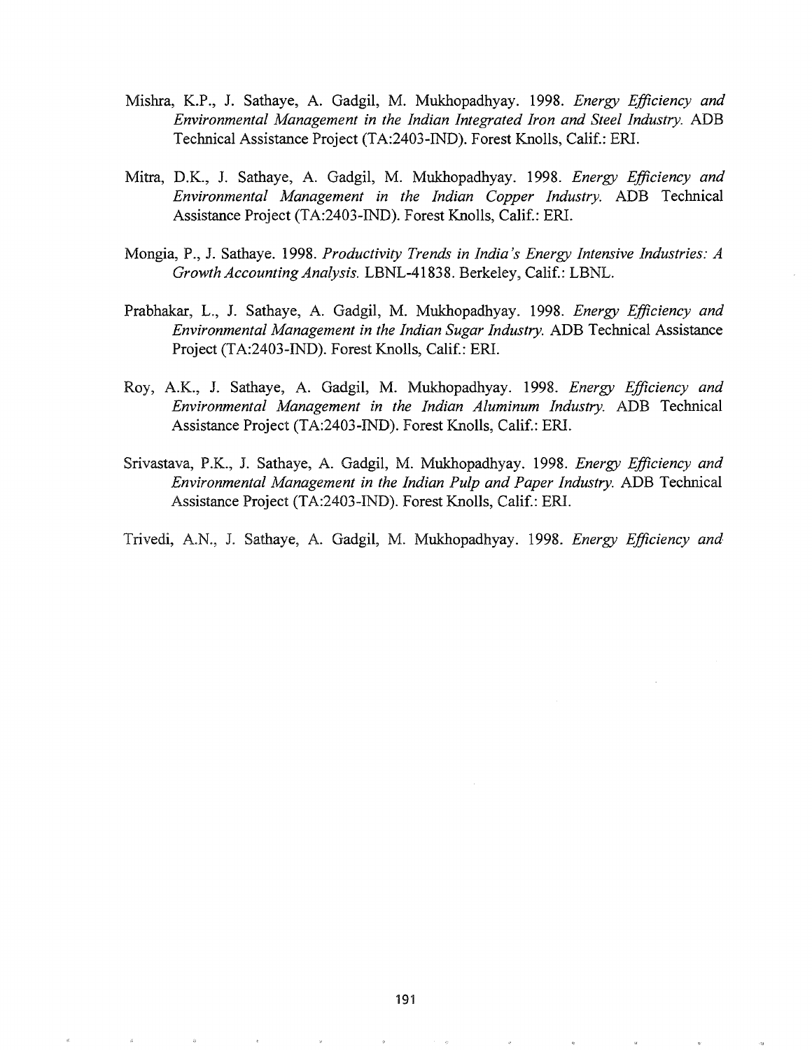Mishra, K.P., J. Sathaye, A. Gadgil, M. Mukhopadhyay. 1998. *Energy Efficiency and Environmental Management in the Indian Integrated Iron and Steel Industry.* ADB Technical Assistance Project (TA:2403-IND). Forest Knolls, Calif.: ERI.

Mitra, D.K., J. Sathaye, A. Gadgil, M. Mukhopadhyay. 1998. *Energy Efficiency and Environmental Management in the Indian Copper Industry.* ADB Technical Assistance Project (TA:2403-IND). Forest Knolls, Calif.: ERI.

Mongia, P., J. Sathaye. 1998. *Productivity Trends in India's Energy Intensive Industries: A Growth Accounting Analysis.* LBNL-41838. Berkeley, Calif.: LBNL.

Prabhakar, L., J. Sathaye, A. Gadgil, M. Mukhopadhyay. 1998. *Energy Efficiency and Environmental Management in the Indian Sugar Industry.* ADB Technical Assistance Project (TA:2403-IND). Forest Knolls, Calif.: ERI.

Roy, A.K., J. Sathaye, A. Gadgil, M. Mukhopadhyay. 1998. *Energy Efficiency and Environmental Management in the Indian Aluminum Industry.* ADB Technical Assistance Project (TA:2403-IND). Forest Knolls, Calif.: ERI.

Srivastava, P.K., J. Sathaye, A. Gadgil, M. Mukhopadhyay. 1998. *Energy Efficiency and Environmental Management in the Indian Pulp and Paper Industry.* ADB Technical Assistance Project (TA:2403-IND). Forest Knolls, Calif.: ERI.

Trivedi, A.N., J. Sathaye, A. Gadgil, M. Mukhopadhyay. 1998. *Energy Efficiency and*